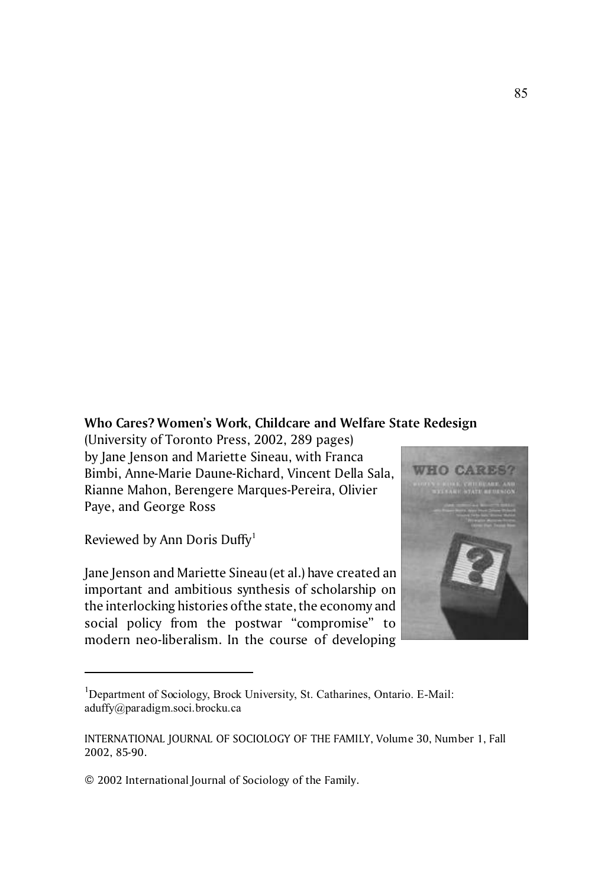**Who Cares? Women's Work, Childcare and Welfare State Redesign**
(University of Toronto Press, 2002, 289 pages)
by Jane Jenson and Mariette Sineau, with Franca Bimbi, Anne-Marie Daune-Richard, Vincent Della Sala, Rianne Mahon, Berengere Marques-Pereira, Olivier Paye, and George Ross

Reviewed by Ann Doris Duffy[1]

Jane Jenson and Mariette Sineau (et al.) have created an important and ambitious synthesis of scholarship on the interlocking histories of the state, the economy and social policy from the postwar "compromise" to modern neo-liberalism. In the course of developing

---

[1]Department of Sociology, Brock University, St. Catharines, Ontario. E-Mail: aduffy@paradigm.soci.brocku.ca

© 2002 International Journal of Sociology of the Family.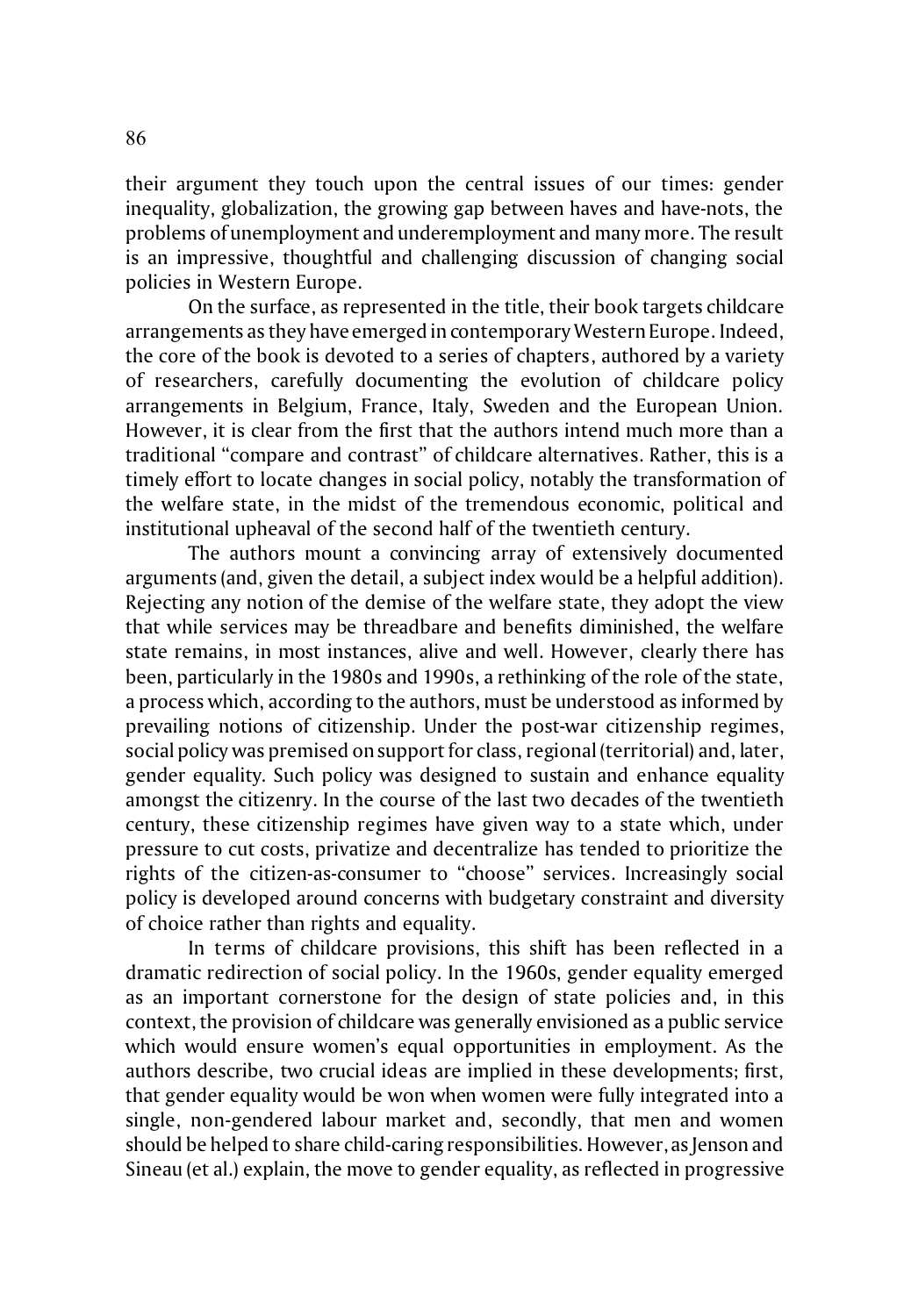their argument they touch upon the central issues of our times: gender inequality, globalization, the growing gap between haves and have-nots, the problems of unemployment and underemployment and many more. The result is an impressive, thoughtful and challenging discussion of changing social policies in Western Europe.

On the surface, as represented in the title, their book targets childcare arrangements as they have emerged in contemporary Western Europe. Indeed, the core of the book is devoted to a series of chapters, authored by a variety of researchers, carefully documenting the evolution of childcare policy arrangements in Belgium, France, Italy, Sweden and the European Union. However, it is clear from the first that the authors intend much more than a traditional "compare and contrast" of childcare alternatives. Rather, this is a timely effort to locate changes in social policy, notably the transformation of the welfare state, in the midst of the tremendous economic, political and institutional upheaval of the second half of the twentieth century.

The authors mount a convincing array of extensively documented arguments (and, given the detail, a subject index would be a helpful addition). Rejecting any notion of the demise of the welfare state, they adopt the view that while services may be threadbare and benefits diminished, the welfare state remains, in most instances, alive and well. However, clearly there has been, particularly in the 1980s and 1990s, a rethinking of the role of the state, a process which, according to the authors, must be understood as informed by prevailing notions of citizenship. Under the post-war citizenship regimes, social policy was premised on support for class, regional (territorial) and, later, gender equality. Such policy was designed to sustain and enhance equality amongst the citizenry. In the course of the last two decades of the twentieth century, these citizenship regimes have given way to a state which, under pressure to cut costs, privatize and decentralize has tended to prioritize the rights of the citizen-as-consumer to "choose" services. Increasingly social policy is developed around concerns with budgetary constraint and diversity of choice rather than rights and equality.

In terms of childcare provisions, this shift has been reflected in a dramatic redirection of social policy. In the 1960s, gender equality emerged as an important cornerstone for the design of state policies and, in this context, the provision of childcare was generally envisioned as a public service which would ensure women's equal opportunities in employment. As the authors describe, two crucial ideas are implied in these developments; first, that gender equality would be won when women were fully integrated into a single, non-gendered labour market and, secondly, that men and women should be helped to share child-caring responsibilities. However, as Jenson and Sineau (et al.) explain, the move to gender equality, as reflected in progressive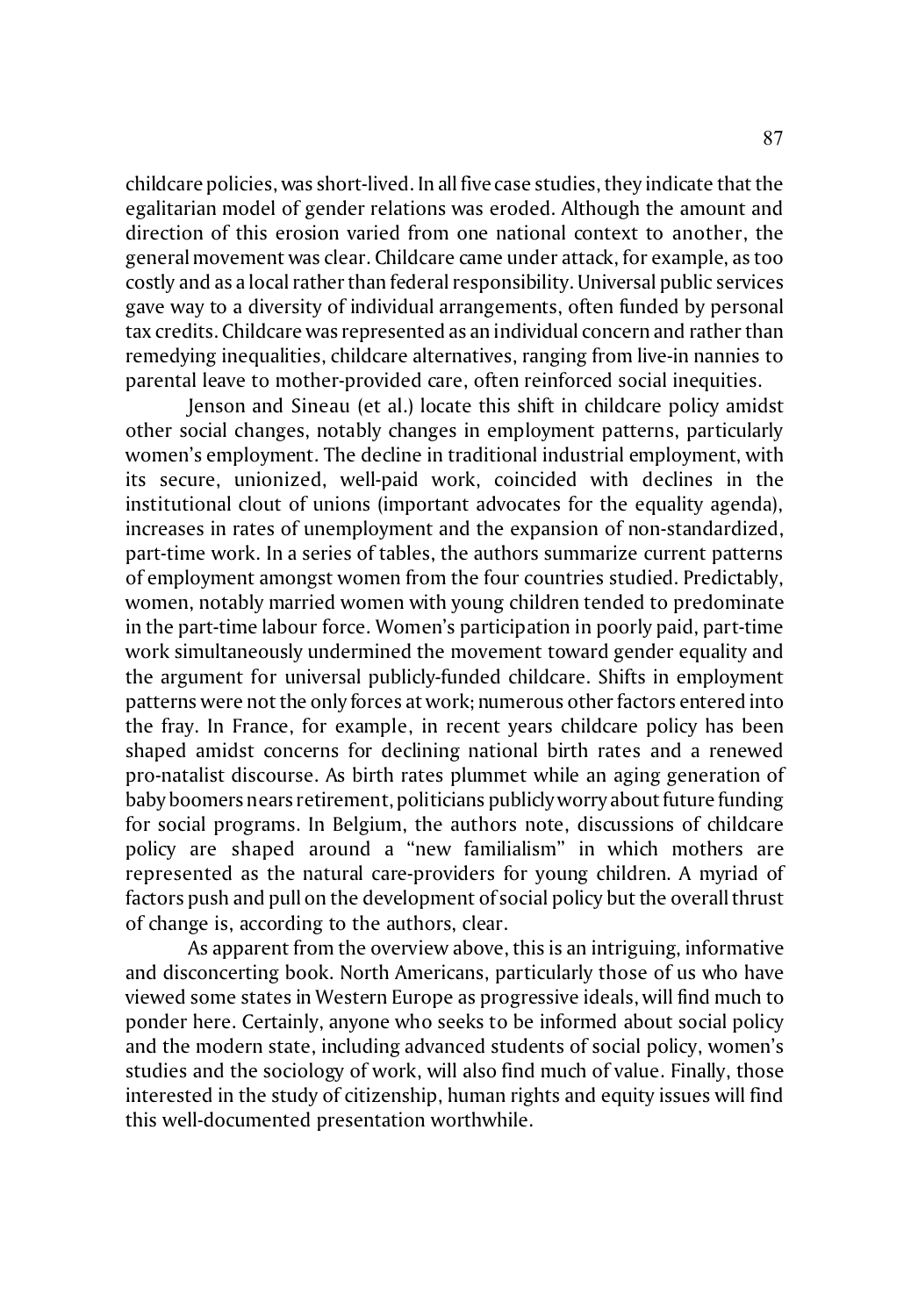childcare policies, was short-lived. In all five case studies, they indicate that the egalitarian model of gender relations was eroded. Although the amount and direction of this erosion varied from one national context to another, the general movement was clear. Childcare came under attack, for example, as too costly and as a local rather than federal responsibility. Universal public services gave way to a diversity of individual arrangements, often funded by personal tax credits. Childcare was represented as an individual concern and rather than remedying inequalities, childcare alternatives, ranging from live-in nannies to parental leave to mother-provided care, often reinforced social inequities.

Jenson and Sineau (et al.) locate this shift in childcare policy amidst other social changes, notably changes in employment patterns, particularly women's employment. The decline in traditional industrial employment, with its secure, unionized, well-paid work, coincided with declines in the institutional clout of unions (important advocates for the equality agenda), increases in rates of unemployment and the expansion of non-standardized, part-time work. In a series of tables, the authors summarize current patterns of employment amongst women from the four countries studied. Predictably, women, notably married women with young children tended to predominate in the part-time labour force. Women's participation in poorly paid, part-time work simultaneously undermined the movement toward gender equality and the argument for universal publicly-funded childcare. Shifts in employment patterns were not the only forces at work; numerous other factors entered into the fray. In France, for example, in recent years childcare policy has been shaped amidst concerns for declining national birth rates and a renewed pro-natalist discourse. As birth rates plummet while an aging generation of baby boomers nears retirement, politicians publicly worry about future funding for social programs. In Belgium, the authors note, discussions of childcare policy are shaped around a "new familialism" in which mothers are represented as the natural care-providers for young children. A myriad of factors push and pull on the development of social policy but the overall thrust of change is, according to the authors, clear.

As apparent from the overview above, this is an intriguing, informative and disconcerting book. North Americans, particularly those of us who have viewed some states in Western Europe as progressive ideals, will find much to ponder here. Certainly, anyone who seeks to be informed about social policy and the modern state, including advanced students of social policy, women's studies and the sociology of work, will also find much of value. Finally, those interested in the study of citizenship, human rights and equity issues will find this well-documented presentation worthwhile.